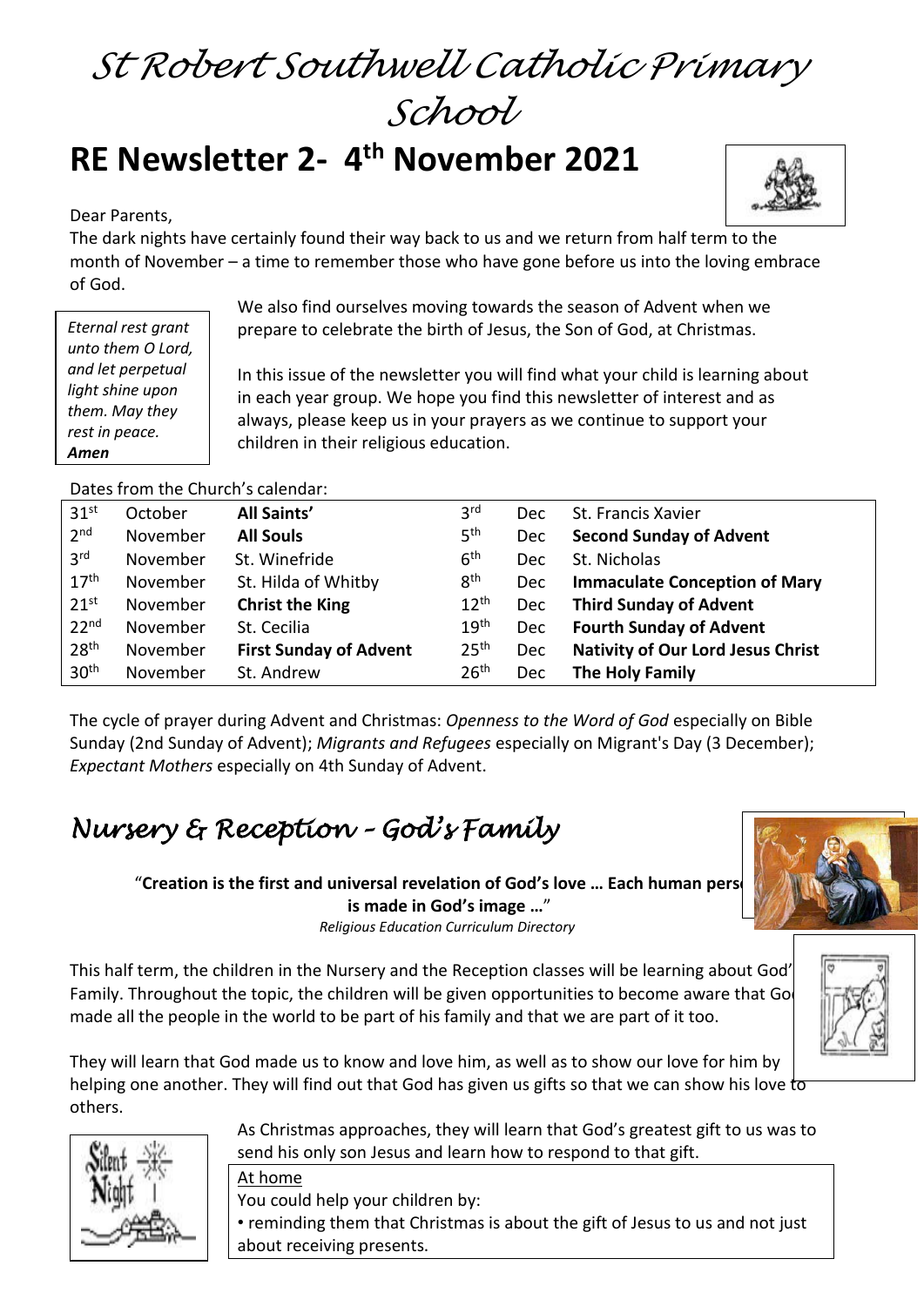# St Robert Southwell Catholic Primary School

# RE Newsletter 2- 4th November 2021

Dear Parents,

The dark nights have certainly found their way back to us and we return from half term to the month of November – a time to remember those who have gone before us into the loving embrace of God.

*Eternal rest grant unto them O Lord, and let perpetual light shine upon them. May they rest in peace.* ***Amen***

We also find ourselves moving towards the season of Advent when we prepare to celebrate the birth of Jesus, the Son of God, at Christmas.

In this issue of the newsletter you will find what your child is learning about in each year group. We hope you find this newsletter of interest and as always, please keep us in your prayers as we continue to support your children in their religious education.

Dates from the Church's calendar:

| | | | | | |
|---|---|---|---|---|---|
| 31st | October | **All Saints'** | 3rd | Dec | St. Francis Xavier |
| 2nd | November | **All Souls** | 5th | Dec | **Second Sunday of Advent** |
| 3rd | November | St. Winefride | 6th | Dec | St. Nicholas |
| 17th | November | St. Hilda of Whitby | 8th | Dec | **Immaculate Conception of Mary** |
| 21st | November | **Christ the King** | 12th | Dec | **Third Sunday of Advent** |
| 22nd | November | St. Cecilia | 19th | Dec | **Fourth Sunday of Advent** |
| 28th | November | **First Sunday of Advent** | 25th | Dec | **Nativity of Our Lord Jesus Christ** |
| 30th | November | St. Andrew | 26th | Dec | **The Holy Family** |

The cycle of prayer during Advent and Christmas: *Openness to the Word of God* especially on Bible Sunday (2nd Sunday of Advent); *Migrants and Refugees* especially on Migrant's Day (3 December); *Expectant Mothers* especially on 4th Sunday of Advent.

## *Nursery & Reception – God's Family*

"**Creation is the first and universal revelation of God's love … Each human person is made in God's image …**"

*Religious Education Curriculum Directory*

This half term, the children in the Nursery and the Reception classes will be learning about God's Family. Throughout the topic, the children will be given opportunities to become aware that God made all the people in the world to be part of his family and that we are part of it too.

They will learn that God made us to know and love him, as well as to show our love for him by helping one another. They will find out that God has given us gifts so that we can show his love to others.

As Christmas approaches, they will learn that God's greatest gift to us was to send his only son Jesus and learn how to respond to that gift.

At home

You could help your children by:

• reminding them that Christmas is about the gift of Jesus to us and not just about receiving presents.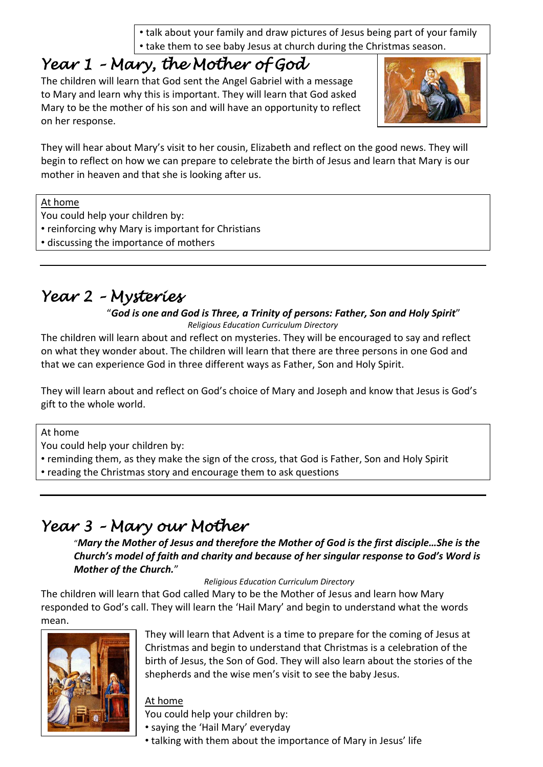- talk about your family and draw pictures of Jesus being part of your family
- take them to see baby Jesus at church during the Christmas season.

## Year 1 – Mary, the Mother of God

The children will learn that God sent the Angel Gabriel with a message to Mary and learn why this is important. They will learn that God asked Mary to be the mother of his son and will have an opportunity to reflect on her response.

They will hear about Mary's visit to her cousin, Elizabeth and reflect on the good news. They will begin to reflect on how we can prepare to celebrate the birth of Jesus and learn that Mary is our mother in heaven and that she is looking after us.

At home

You could help your children by:

- reinforcing why Mary is important for Christians
- discussing the importance of mothers

---

## Year 2 – Mysteries

"***God is one and God is Three, a Trinity of persons: Father, Son and Holy Spirit***"

*Religious Education Curriculum Directory*

The children will learn about and reflect on mysteries. They will be encouraged to say and reflect on what they wonder about. The children will learn that there are three persons in one God and that we can experience God in three different ways as Father, Son and Holy Spirit.

They will learn about and reflect on God's choice of Mary and Joseph and know that Jesus is God's gift to the whole world.

At home

You could help your children by:

- reminding them, as they make the sign of the cross, that God is Father, Son and Holy Spirit
- reading the Christmas story and encourage them to ask questions

---

## Year 3 – Mary our Mother

"***Mary the Mother of Jesus and therefore the Mother of God is the first disciple…She is the Church's model of faith and charity and because of her singular response to God's Word is Mother of the Church.***"

*Religious Education Curriculum Directory*

The children will learn that God called Mary to be the Mother of Jesus and learn how Mary responded to God's call. They will learn the 'Hail Mary' and begin to understand what the words mean.

They will learn that Advent is a time to prepare for the coming of Jesus at Christmas and begin to understand that Christmas is a celebration of the birth of Jesus, the Son of God. They will also learn about the stories of the shepherds and the wise men's visit to see the baby Jesus.

At home

You could help your children by:

- saying the 'Hail Mary' everyday
- talking with them about the importance of Mary in Jesus' life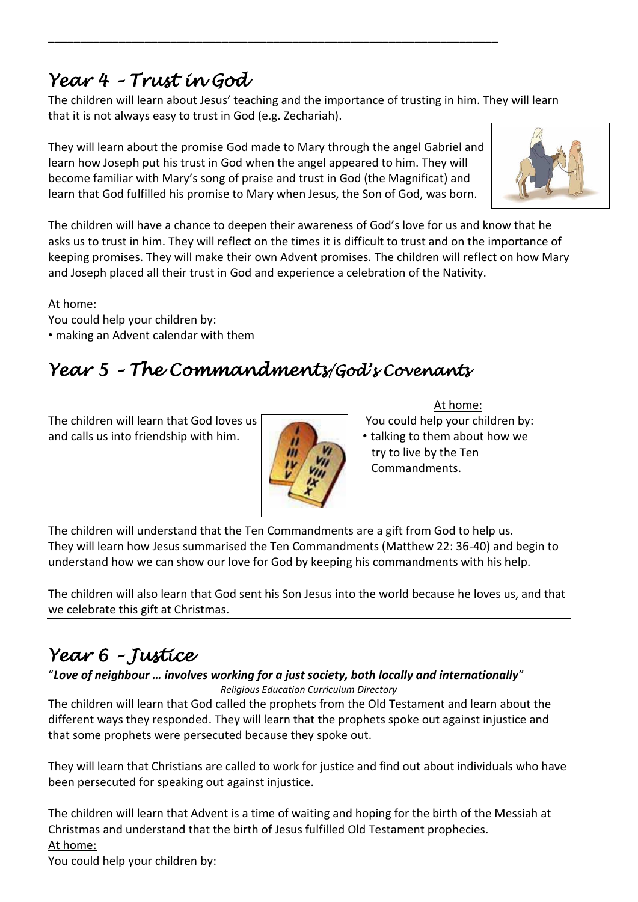## *Year 4 – Trust in God*

The children will learn about Jesus' teaching and the importance of trusting in him. They will learn that it is not always easy to trust in God (e.g. Zechariah).

They will learn about the promise God made to Mary through the angel Gabriel and learn how Joseph put his trust in God when the angel appeared to him. They will become familiar with Mary's song of praise and trust in God (the Magnificat) and learn that God fulfilled his promise to Mary when Jesus, the Son of God, was born.

The children will have a chance to deepen their awareness of God's love for us and know that he asks us to trust in him. They will reflect on the times it is difficult to trust and on the importance of keeping promises. They will make their own Advent promises. The children will reflect on how Mary and Joseph placed all their trust in God and experience a celebration of the Nativity.

At home:

You could help your children by:

- making an Advent calendar with them

## *Year 5 – The Commandments/God's Covenants*

The children will learn that God loves us and calls us into friendship with him.

At home:

You could help your children by:

- talking to them about how we try to live by the Ten Commandments.

The children will understand that the Ten Commandments are a gift from God to help us. They will learn how Jesus summarised the Ten Commandments (Matthew 22: 36-40) and begin to understand how we can show our love for God by keeping his commandments with his help.

The children will also learn that God sent his Son Jesus into the world because he loves us, and that we celebrate this gift at Christmas.

## *Year 6 – Justice*

"***Love of neighbour … involves working for a just society, both locally and internationally***"

*Religious Education Curriculum Directory*

The children will learn that God called the prophets from the Old Testament and learn about the different ways they responded. They will learn that the prophets spoke out against injustice and that some prophets were persecuted because they spoke out.

They will learn that Christians are called to work for justice and find out about individuals who have been persecuted for speaking out against injustice.

The children will learn that Advent is a time of waiting and hoping for the birth of the Messiah at Christmas and understand that the birth of Jesus fulfilled Old Testament prophecies.

At home:

You could help your children by: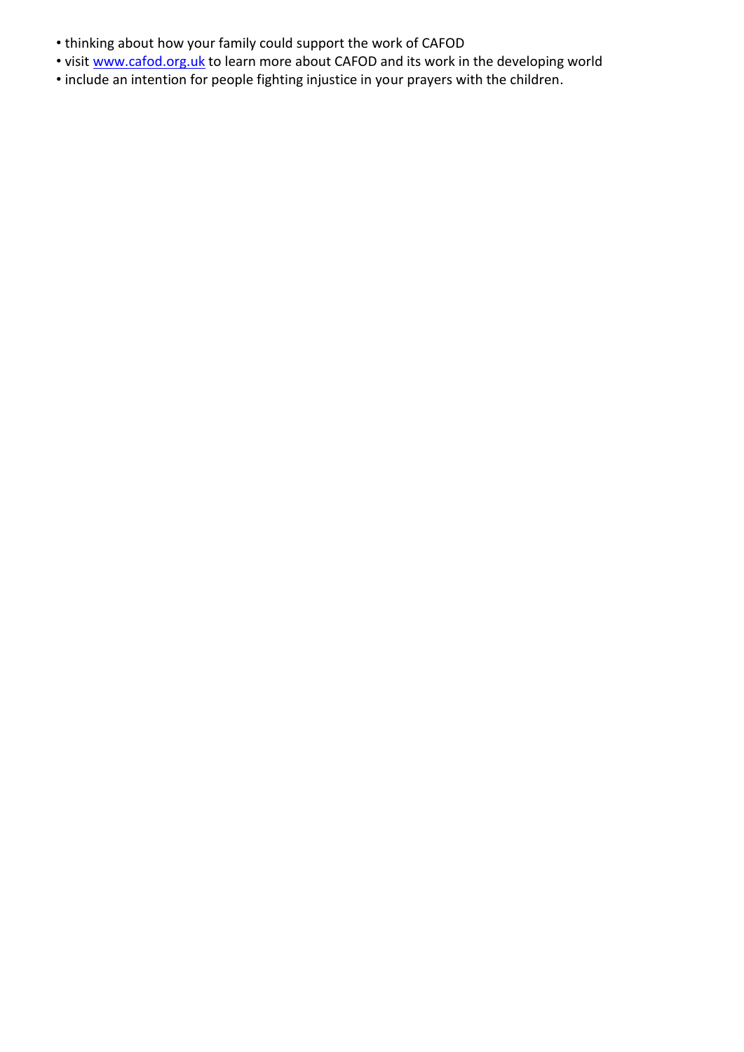- thinking about how your family could support the work of CAFOD
- visit [www.cafod.org.uk](http://www.cafod.org.uk) to learn more about CAFOD and its work in the developing world
- include an intention for people fighting injustice in your prayers with the children.